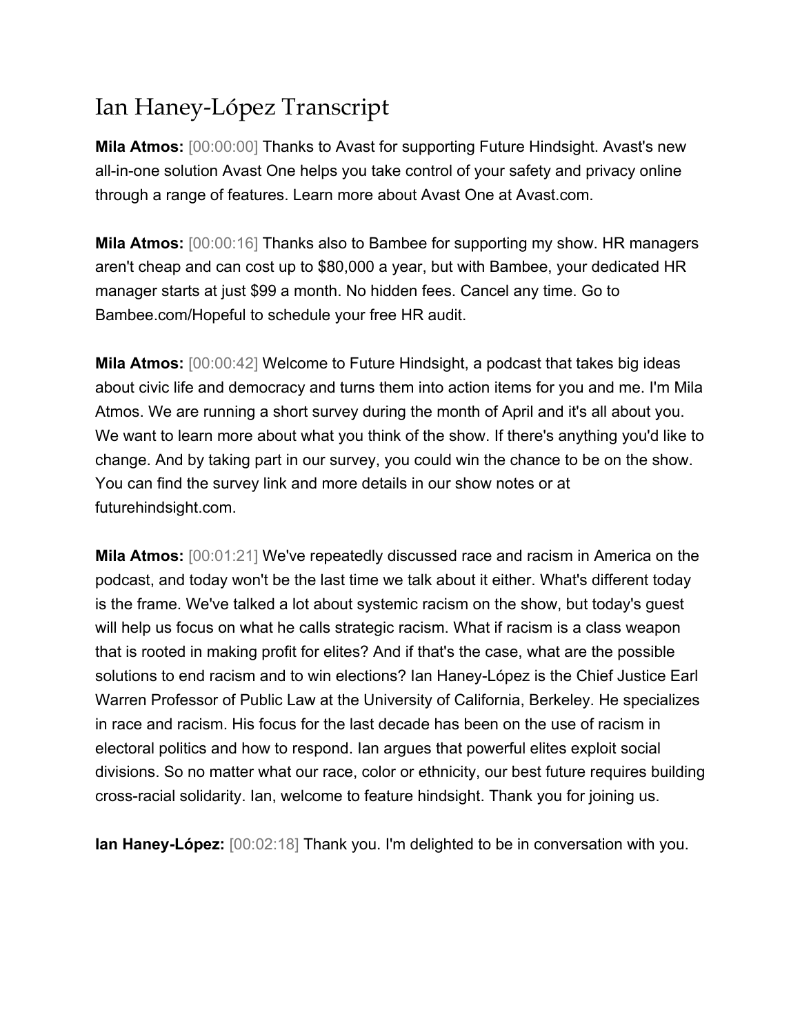# Ian Haney-López Transcript

**Mila Atmos:** [00:00:00] Thanks to Avast for supporting Future Hindsight. Avast's new all-in-one solution Avast One helps you take control of your safety and privacy online through a range of features. Learn more about Avast One at Avast.com.

**Mila Atmos:** [00:00:16] Thanks also to Bambee for supporting my show. HR managers aren't cheap and can cost up to $80,000 a year, but with Bambee, your dedicated HR manager starts at just $99 a month. No hidden fees. Cancel any time. Go to Bambee.com/Hopeful to schedule your free HR audit.

**Mila Atmos:** [00:00:42] Welcome to Future Hindsight, a podcast that takes big ideas about civic life and democracy and turns them into action items for you and me. I'm Mila Atmos. We are running a short survey during the month of April and it's all about you. We want to learn more about what you think of the show. If there's anything you'd like to change. And by taking part in our survey, you could win the chance to be on the show. You can find the survey link and more details in our show notes or at futurehindsight.com.

**Mila Atmos:** [00:01:21] We've repeatedly discussed race and racism in America on the podcast, and today won't be the last time we talk about it either. What's different today is the frame. We've talked a lot about systemic racism on the show, but today's guest will help us focus on what he calls strategic racism. What if racism is a class weapon that is rooted in making profit for elites? And if that's the case, what are the possible solutions to end racism and to win elections? Ian Haney-López is the Chief Justice Earl Warren Professor of Public Law at the University of California, Berkeley. He specializes in race and racism. His focus for the last decade has been on the use of racism in electoral politics and how to respond. Ian argues that powerful elites exploit social divisions. So no matter what our race, color or ethnicity, our best future requires building cross-racial solidarity. Ian, welcome to feature hindsight. Thank you for joining us.

**Ian Haney-López:** [00:02:18] Thank you. I'm delighted to be in conversation with you.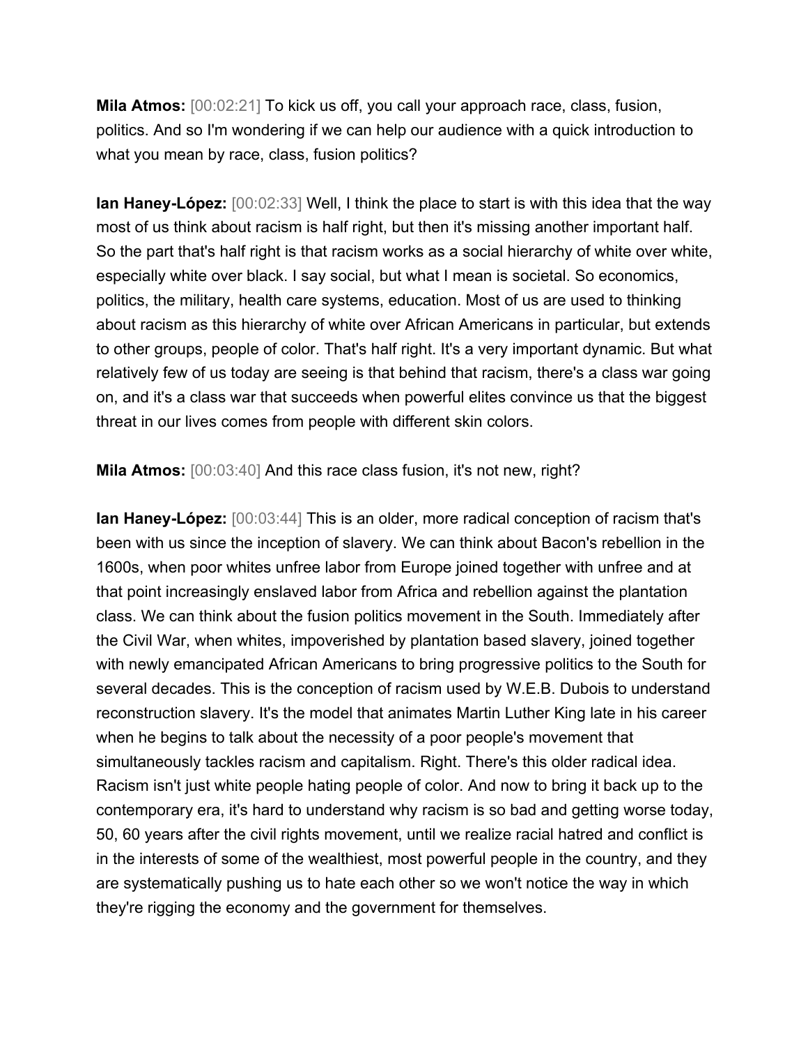**Mila Atmos:** [00:02:21] To kick us off, you call your approach race, class, fusion, politics. And so I'm wondering if we can help our audience with a quick introduction to what you mean by race, class, fusion politics?

**Ian Haney-López:** [00:02:33] Well, I think the place to start is with this idea that the way most of us think about racism is half right, but then it's missing another important half. So the part that's half right is that racism works as a social hierarchy of white over white, especially white over black. I say social, but what I mean is societal. So economics, politics, the military, health care systems, education. Most of us are used to thinking about racism as this hierarchy of white over African Americans in particular, but extends to other groups, people of color. That's half right. It's a very important dynamic. But what relatively few of us today are seeing is that behind that racism, there's a class war going on, and it's a class war that succeeds when powerful elites convince us that the biggest threat in our lives comes from people with different skin colors.

**Mila Atmos:** [00:03:40] And this race class fusion, it's not new, right?

**Ian Haney-López:** [00:03:44] This is an older, more radical conception of racism that's been with us since the inception of slavery. We can think about Bacon's rebellion in the 1600s, when poor whites unfree labor from Europe joined together with unfree and at that point increasingly enslaved labor from Africa and rebellion against the plantation class. We can think about the fusion politics movement in the South. Immediately after the Civil War, when whites, impoverished by plantation based slavery, joined together with newly emancipated African Americans to bring progressive politics to the South for several decades. This is the conception of racism used by W.E.B. Dubois to understand reconstruction slavery. It's the model that animates Martin Luther King late in his career when he begins to talk about the necessity of a poor people's movement that simultaneously tackles racism and capitalism. Right. There's this older radical idea. Racism isn't just white people hating people of color. And now to bring it back up to the contemporary era, it's hard to understand why racism is so bad and getting worse today, 50, 60 years after the civil rights movement, until we realize racial hatred and conflict is in the interests of some of the wealthiest, most powerful people in the country, and they are systematically pushing us to hate each other so we won't notice the way in which they're rigging the economy and the government for themselves.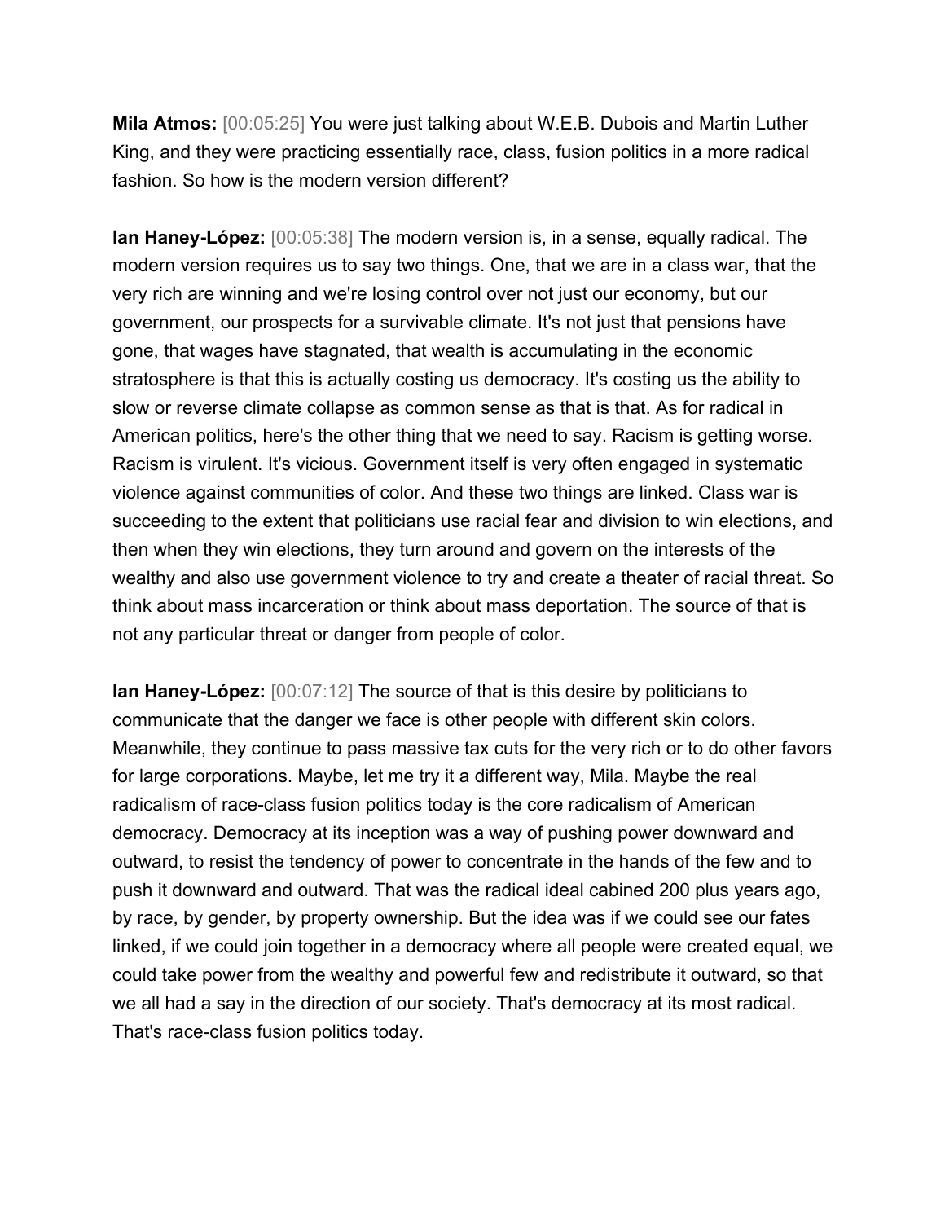**Mila Atmos:** [00:05:25] You were just talking about W.E.B. Dubois and Martin Luther King, and they were practicing essentially race, class, fusion politics in a more radical fashion. So how is the modern version different?

**Ian Haney-López:** [00:05:38] The modern version is, in a sense, equally radical. The modern version requires us to say two things. One, that we are in a class war, that the very rich are winning and we're losing control over not just our economy, but our government, our prospects for a survivable climate. It's not just that pensions have gone, that wages have stagnated, that wealth is accumulating in the economic stratosphere is that this is actually costing us democracy. It's costing us the ability to slow or reverse climate collapse as common sense as that is that. As for radical in American politics, here's the other thing that we need to say. Racism is getting worse. Racism is virulent. It's vicious. Government itself is very often engaged in systematic violence against communities of color. And these two things are linked. Class war is succeeding to the extent that politicians use racial fear and division to win elections, and then when they win elections, they turn around and govern on the interests of the wealthy and also use government violence to try and create a theater of racial threat. So think about mass incarceration or think about mass deportation. The source of that is not any particular threat or danger from people of color.

**Ian Haney-López:** [00:07:12] The source of that is this desire by politicians to communicate that the danger we face is other people with different skin colors. Meanwhile, they continue to pass massive tax cuts for the very rich or to do other favors for large corporations. Maybe, let me try it a different way, Mila. Maybe the real radicalism of race-class fusion politics today is the core radicalism of American democracy. Democracy at its inception was a way of pushing power downward and outward, to resist the tendency of power to concentrate in the hands of the few and to push it downward and outward. That was the radical ideal cabined 200 plus years ago, by race, by gender, by property ownership. But the idea was if we could see our fates linked, if we could join together in a democracy where all people were created equal, we could take power from the wealthy and powerful few and redistribute it outward, so that we all had a say in the direction of our society. That's democracy at its most radical. That's race-class fusion politics today.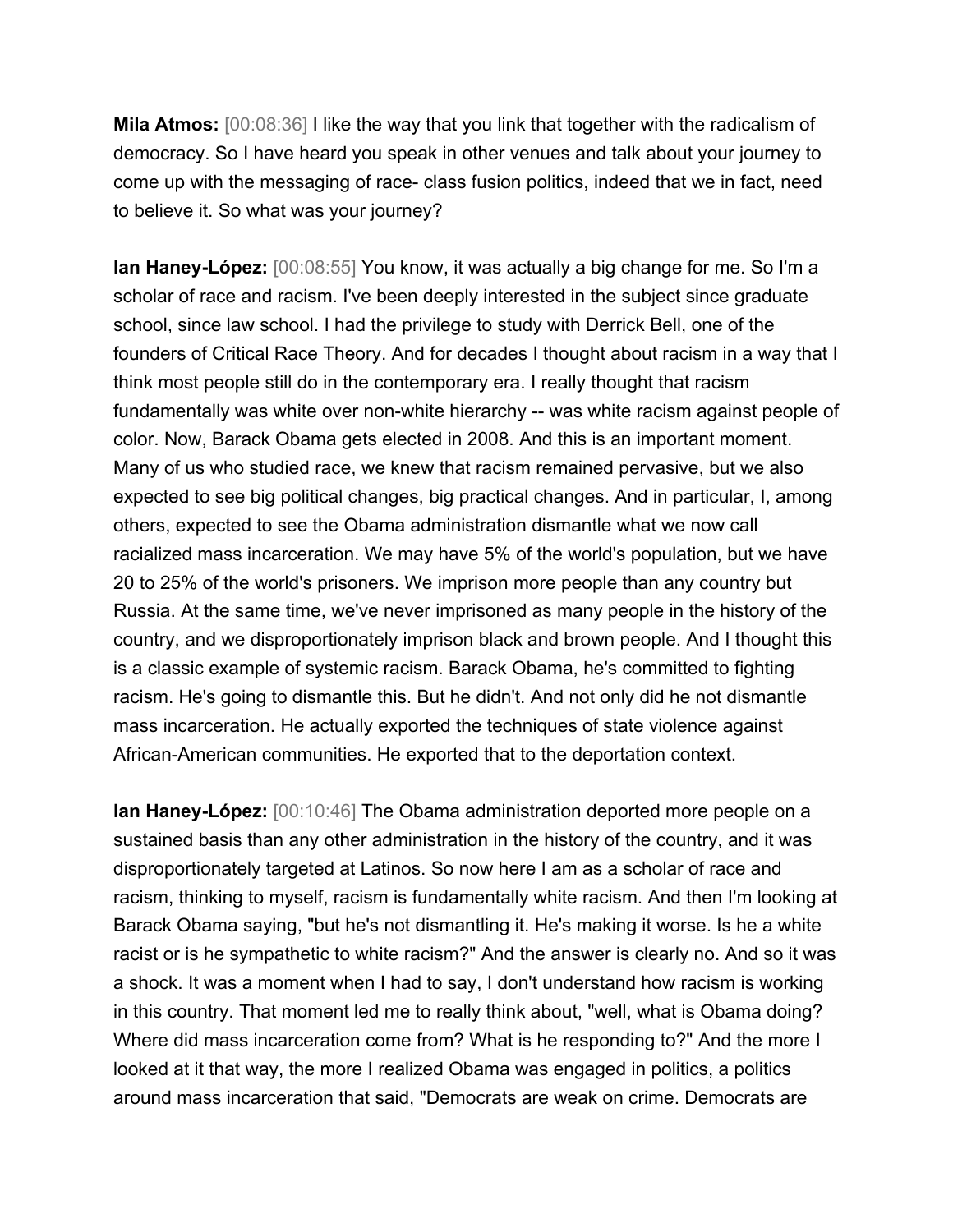**Mila Atmos:** [00:08:36] I like the way that you link that together with the radicalism of democracy. So I have heard you speak in other venues and talk about your journey to come up with the messaging of race- class fusion politics, indeed that we in fact, need to believe it. So what was your journey?

**Ian Haney-López:** [00:08:55] You know, it was actually a big change for me. So I'm a scholar of race and racism. I've been deeply interested in the subject since graduate school, since law school. I had the privilege to study with Derrick Bell, one of the founders of Critical Race Theory. And for decades I thought about racism in a way that I think most people still do in the contemporary era. I really thought that racism fundamentally was white over non-white hierarchy -- was white racism against people of color. Now, Barack Obama gets elected in 2008. And this is an important moment. Many of us who studied race, we knew that racism remained pervasive, but we also expected to see big political changes, big practical changes. And in particular, I, among others, expected to see the Obama administration dismantle what we now call racialized mass incarceration. We may have 5% of the world's population, but we have 20 to 25% of the world's prisoners. We imprison more people than any country but Russia. At the same time, we've never imprisoned as many people in the history of the country, and we disproportionately imprison black and brown people. And I thought this is a classic example of systemic racism. Barack Obama, he's committed to fighting racism. He's going to dismantle this. But he didn't. And not only did he not dismantle mass incarceration. He actually exported the techniques of state violence against African-American communities. He exported that to the deportation context.

**Ian Haney-López:** [00:10:46] The Obama administration deported more people on a sustained basis than any other administration in the history of the country, and it was disproportionately targeted at Latinos. So now here I am as a scholar of race and racism, thinking to myself, racism is fundamentally white racism. And then I'm looking at Barack Obama saying, "but he's not dismantling it. He's making it worse. Is he a white racist or is he sympathetic to white racism?" And the answer is clearly no. And so it was a shock. It was a moment when I had to say, I don't understand how racism is working in this country. That moment led me to really think about, "well, what is Obama doing? Where did mass incarceration come from? What is he responding to?" And the more I looked at it that way, the more I realized Obama was engaged in politics, a politics around mass incarceration that said, "Democrats are weak on crime. Democrats are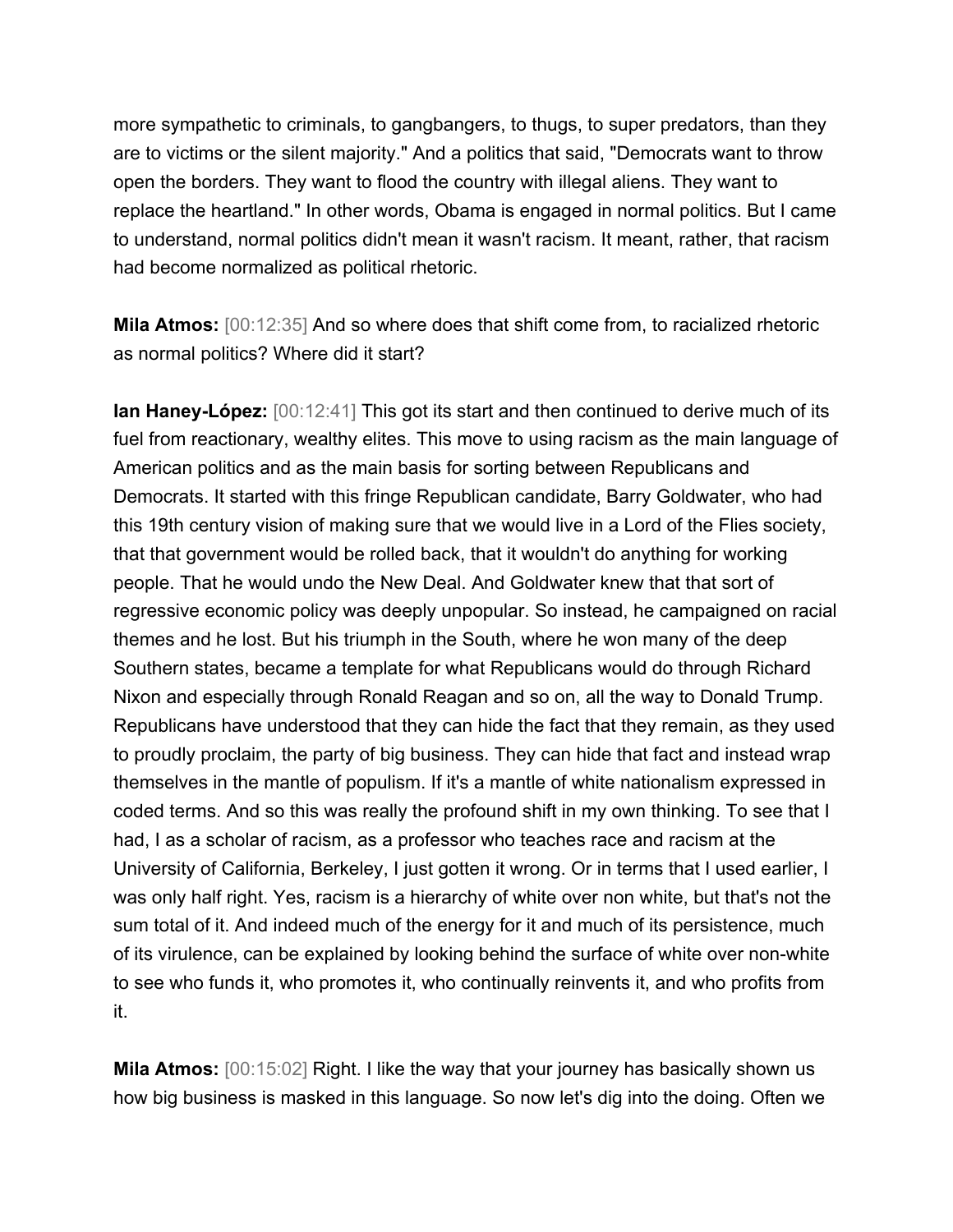more sympathetic to criminals, to gangbangers, to thugs, to super predators, than they are to victims or the silent majority." And a politics that said, "Democrats want to throw open the borders. They want to flood the country with illegal aliens. They want to replace the heartland." In other words, Obama is engaged in normal politics. But I came to understand, normal politics didn't mean it wasn't racism. It meant, rather, that racism had become normalized as political rhetoric.

**Mila Atmos:** [00:12:35] And so where does that shift come from, to racialized rhetoric as normal politics? Where did it start?

**Ian Haney-López:** [00:12:41] This got its start and then continued to derive much of its fuel from reactionary, wealthy elites. This move to using racism as the main language of American politics and as the main basis for sorting between Republicans and Democrats. It started with this fringe Republican candidate, Barry Goldwater, who had this 19th century vision of making sure that we would live in a Lord of the Flies society, that that government would be rolled back, that it wouldn't do anything for working people. That he would undo the New Deal. And Goldwater knew that that sort of regressive economic policy was deeply unpopular. So instead, he campaigned on racial themes and he lost. But his triumph in the South, where he won many of the deep Southern states, became a template for what Republicans would do through Richard Nixon and especially through Ronald Reagan and so on, all the way to Donald Trump. Republicans have understood that they can hide the fact that they remain, as they used to proudly proclaim, the party of big business. They can hide that fact and instead wrap themselves in the mantle of populism. If it's a mantle of white nationalism expressed in coded terms. And so this was really the profound shift in my own thinking. To see that I had, I as a scholar of racism, as a professor who teaches race and racism at the University of California, Berkeley, I just gotten it wrong. Or in terms that I used earlier, I was only half right. Yes, racism is a hierarchy of white over non white, but that's not the sum total of it. And indeed much of the energy for it and much of its persistence, much of its virulence, can be explained by looking behind the surface of white over non-white to see who funds it, who promotes it, who continually reinvents it, and who profits from it.

**Mila Atmos:** [00:15:02] Right. I like the way that your journey has basically shown us how big business is masked in this language. So now let's dig into the doing. Often we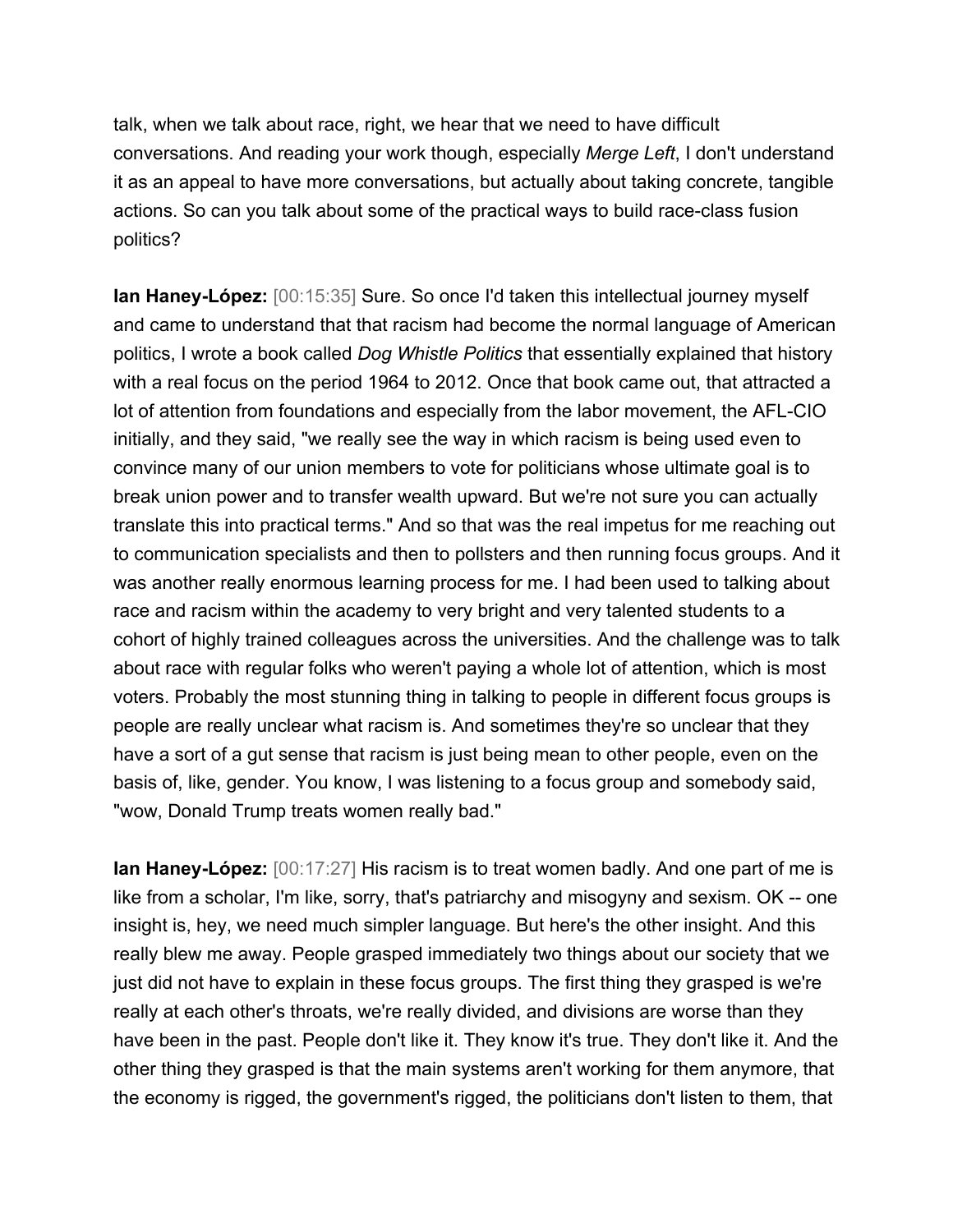talk, when we talk about race, right, we hear that we need to have difficult conversations. And reading your work though, especially *Merge Left*, I don't understand it as an appeal to have more conversations, but actually about taking concrete, tangible actions. So can you talk about some of the practical ways to build race-class fusion politics?

**Ian Haney-López:** [00:15:35] Sure. So once I'd taken this intellectual journey myself and came to understand that that racism had become the normal language of American politics, I wrote a book called *Dog Whistle Politics* that essentially explained that history with a real focus on the period 1964 to 2012. Once that book came out, that attracted a lot of attention from foundations and especially from the labor movement, the AFL-CIO initially, and they said, "we really see the way in which racism is being used even to convince many of our union members to vote for politicians whose ultimate goal is to break union power and to transfer wealth upward. But we're not sure you can actually translate this into practical terms." And so that was the real impetus for me reaching out to communication specialists and then to pollsters and then running focus groups. And it was another really enormous learning process for me. I had been used to talking about race and racism within the academy to very bright and very talented students to a cohort of highly trained colleagues across the universities. And the challenge was to talk about race with regular folks who weren't paying a whole lot of attention, which is most voters. Probably the most stunning thing in talking to people in different focus groups is people are really unclear what racism is. And sometimes they're so unclear that they have a sort of a gut sense that racism is just being mean to other people, even on the basis of, like, gender. You know, I was listening to a focus group and somebody said, "wow, Donald Trump treats women really bad."

**Ian Haney-López:** [00:17:27] His racism is to treat women badly. And one part of me is like from a scholar, I'm like, sorry, that's patriarchy and misogyny and sexism. OK -- one insight is, hey, we need much simpler language. But here's the other insight. And this really blew me away. People grasped immediately two things about our society that we just did not have to explain in these focus groups. The first thing they grasped is we're really at each other's throats, we're really divided, and divisions are worse than they have been in the past. People don't like it. They know it's true. They don't like it. And the other thing they grasped is that the main systems aren't working for them anymore, that the economy is rigged, the government's rigged, the politicians don't listen to them, that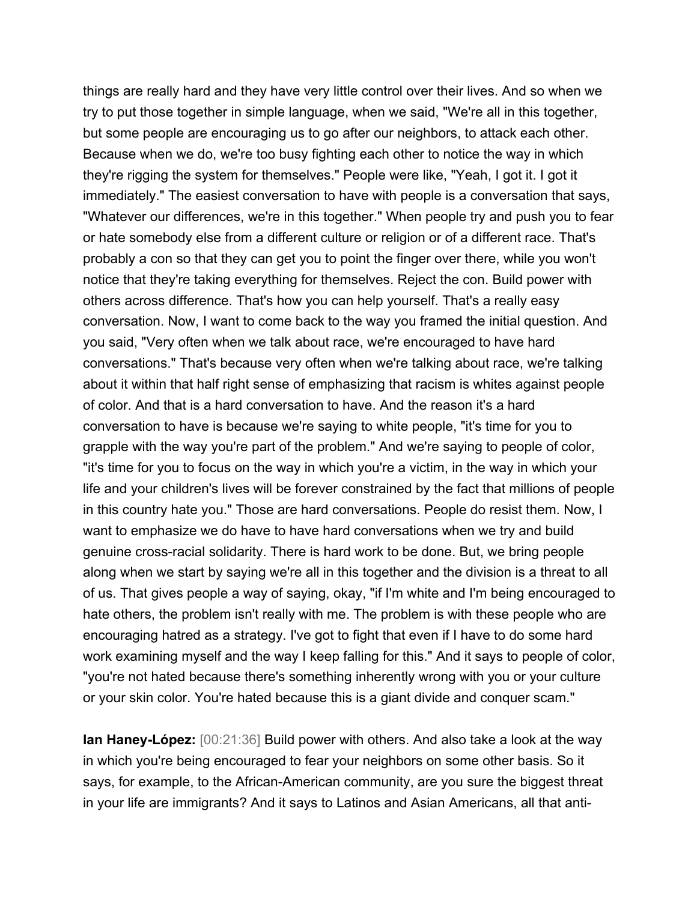things are really hard and they have very little control over their lives. And so when we try to put those together in simple language, when we said, "We're all in this together, but some people are encouraging us to go after our neighbors, to attack each other. Because when we do, we're too busy fighting each other to notice the way in which they're rigging the system for themselves." People were like, "Yeah, I got it. I got it immediately." The easiest conversation to have with people is a conversation that says, "Whatever our differences, we're in this together." When people try and push you to fear or hate somebody else from a different culture or religion or of a different race. That's probably a con so that they can get you to point the finger over there, while you won't notice that they're taking everything for themselves. Reject the con. Build power with others across difference. That's how you can help yourself. That's a really easy conversation. Now, I want to come back to the way you framed the initial question. And you said, "Very often when we talk about race, we're encouraged to have hard conversations." That's because very often when we're talking about race, we're talking about it within that half right sense of emphasizing that racism is whites against people of color. And that is a hard conversation to have. And the reason it's a hard conversation to have is because we're saying to white people, "it's time for you to grapple with the way you're part of the problem." And we're saying to people of color, "it's time for you to focus on the way in which you're a victim, in the way in which your life and your children's lives will be forever constrained by the fact that millions of people in this country hate you." Those are hard conversations. People do resist them. Now, I want to emphasize we do have to have hard conversations when we try and build genuine cross-racial solidarity. There is hard work to be done. But, we bring people along when we start by saying we're all in this together and the division is a threat to all of us. That gives people a way of saying, okay, "if I'm white and I'm being encouraged to hate others, the problem isn't really with me. The problem is with these people who are encouraging hatred as a strategy. I've got to fight that even if I have to do some hard work examining myself and the way I keep falling for this." And it says to people of color, "you're not hated because there's something inherently wrong with you or your culture or your skin color. You're hated because this is a giant divide and conquer scam."

**Ian Haney-López:** [00:21:36] Build power with others. And also take a look at the way in which you're being encouraged to fear your neighbors on some other basis. So it says, for example, to the African-American community, are you sure the biggest threat in your life are immigrants? And it says to Latinos and Asian Americans, all that anti-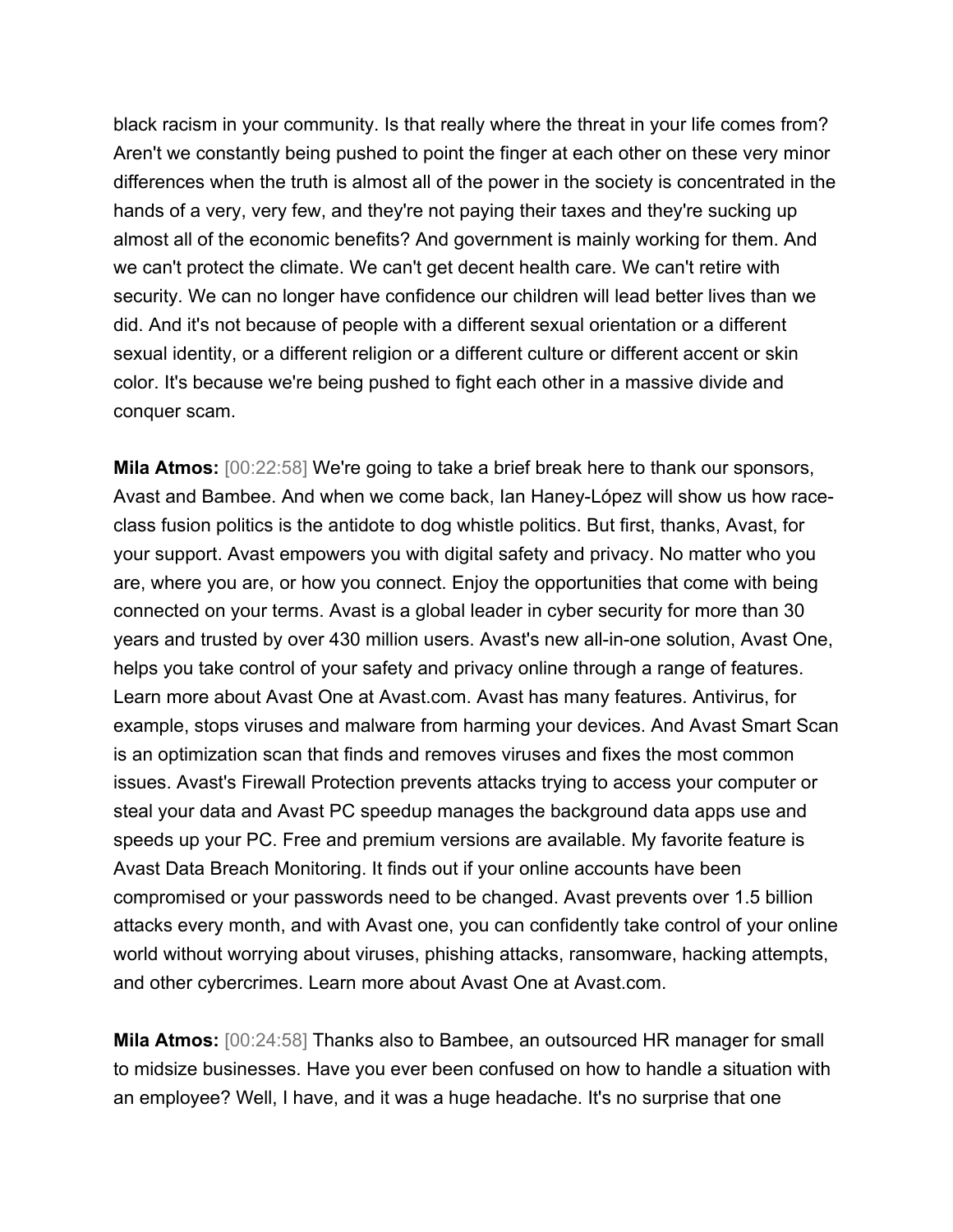black racism in your community. Is that really where the threat in your life comes from? Aren't we constantly being pushed to point the finger at each other on these very minor differences when the truth is almost all of the power in the society is concentrated in the hands of a very, very few, and they're not paying their taxes and they're sucking up almost all of the economic benefits? And government is mainly working for them. And we can't protect the climate. We can't get decent health care. We can't retire with security. We can no longer have confidence our children will lead better lives than we did. And it's not because of people with a different sexual orientation or a different sexual identity, or a different religion or a different culture or different accent or skin color. It's because we're being pushed to fight each other in a massive divide and conquer scam.

**Mila Atmos:** [00:22:58] We're going to take a brief break here to thank our sponsors, Avast and Bambee. And when we come back, Ian Haney-López will show us how race-class fusion politics is the antidote to dog whistle politics. But first, thanks, Avast, for your support. Avast empowers you with digital safety and privacy. No matter who you are, where you are, or how you connect. Enjoy the opportunities that come with being connected on your terms. Avast is a global leader in cyber security for more than 30 years and trusted by over 430 million users. Avast's new all-in-one solution, Avast One, helps you take control of your safety and privacy online through a range of features. Learn more about Avast One at Avast.com. Avast has many features. Antivirus, for example, stops viruses and malware from harming your devices. And Avast Smart Scan is an optimization scan that finds and removes viruses and fixes the most common issues. Avast's Firewall Protection prevents attacks trying to access your computer or steal your data and Avast PC speedup manages the background data apps use and speeds up your PC. Free and premium versions are available. My favorite feature is Avast Data Breach Monitoring. It finds out if your online accounts have been compromised or your passwords need to be changed. Avast prevents over 1.5 billion attacks every month, and with Avast one, you can confidently take control of your online world without worrying about viruses, phishing attacks, ransomware, hacking attempts, and other cybercrimes. Learn more about Avast One at Avast.com.

**Mila Atmos:** [00:24:58] Thanks also to Bambee, an outsourced HR manager for small to midsize businesses. Have you ever been confused on how to handle a situation with an employee? Well, I have, and it was a huge headache. It's no surprise that one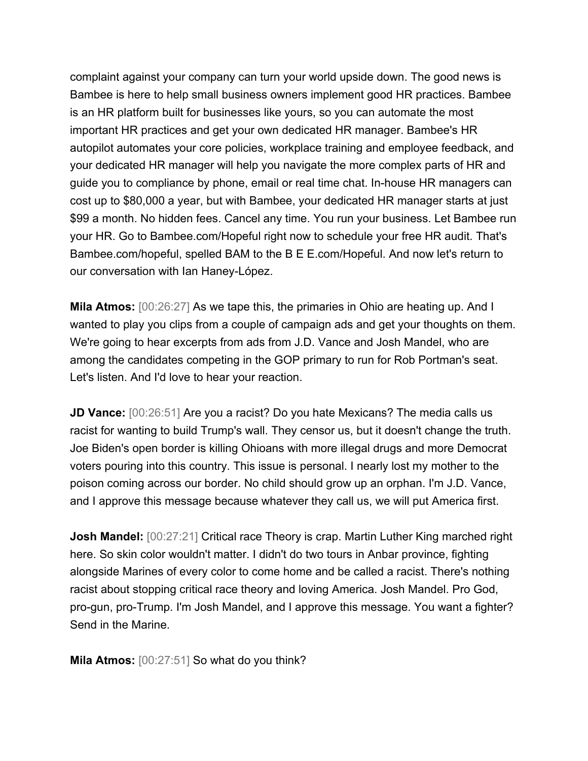complaint against your company can turn your world upside down. The good news is Bambee is here to help small business owners implement good HR practices. Bambee is an HR platform built for businesses like yours, so you can automate the most important HR practices and get your own dedicated HR manager. Bambee's HR autopilot automates your core policies, workplace training and employee feedback, and your dedicated HR manager will help you navigate the more complex parts of HR and guide you to compliance by phone, email or real time chat. In-house HR managers can cost up to $80,000 a year, but with Bambee, your dedicated HR manager starts at just $99 a month. No hidden fees. Cancel any time. You run your business. Let Bambee run your HR. Go to Bambee.com/Hopeful right now to schedule your free HR audit. That's Bambee.com/hopeful, spelled BAM to the B E E.com/Hopeful. And now let's return to our conversation with Ian Haney-López.

**Mila Atmos:** [00:26:27] As we tape this, the primaries in Ohio are heating up. And I wanted to play you clips from a couple of campaign ads and get your thoughts on them. We're going to hear excerpts from ads from J.D. Vance and Josh Mandel, who are among the candidates competing in the GOP primary to run for Rob Portman's seat. Let's listen. And I'd love to hear your reaction.

**JD Vance:** [00:26:51] Are you a racist? Do you hate Mexicans? The media calls us racist for wanting to build Trump's wall. They censor us, but it doesn't change the truth. Joe Biden's open border is killing Ohioans with more illegal drugs and more Democrat voters pouring into this country. This issue is personal. I nearly lost my mother to the poison coming across our border. No child should grow up an orphan. I'm J.D. Vance, and I approve this message because whatever they call us, we will put America first.

**Josh Mandel:** [00:27:21] Critical race Theory is crap. Martin Luther King marched right here. So skin color wouldn't matter. I didn't do two tours in Anbar province, fighting alongside Marines of every color to come home and be called a racist. There's nothing racist about stopping critical race theory and loving America. Josh Mandel. Pro God, pro-gun, pro-Trump. I'm Josh Mandel, and I approve this message. You want a fighter? Send in the Marine.

**Mila Atmos:** [00:27:51] So what do you think?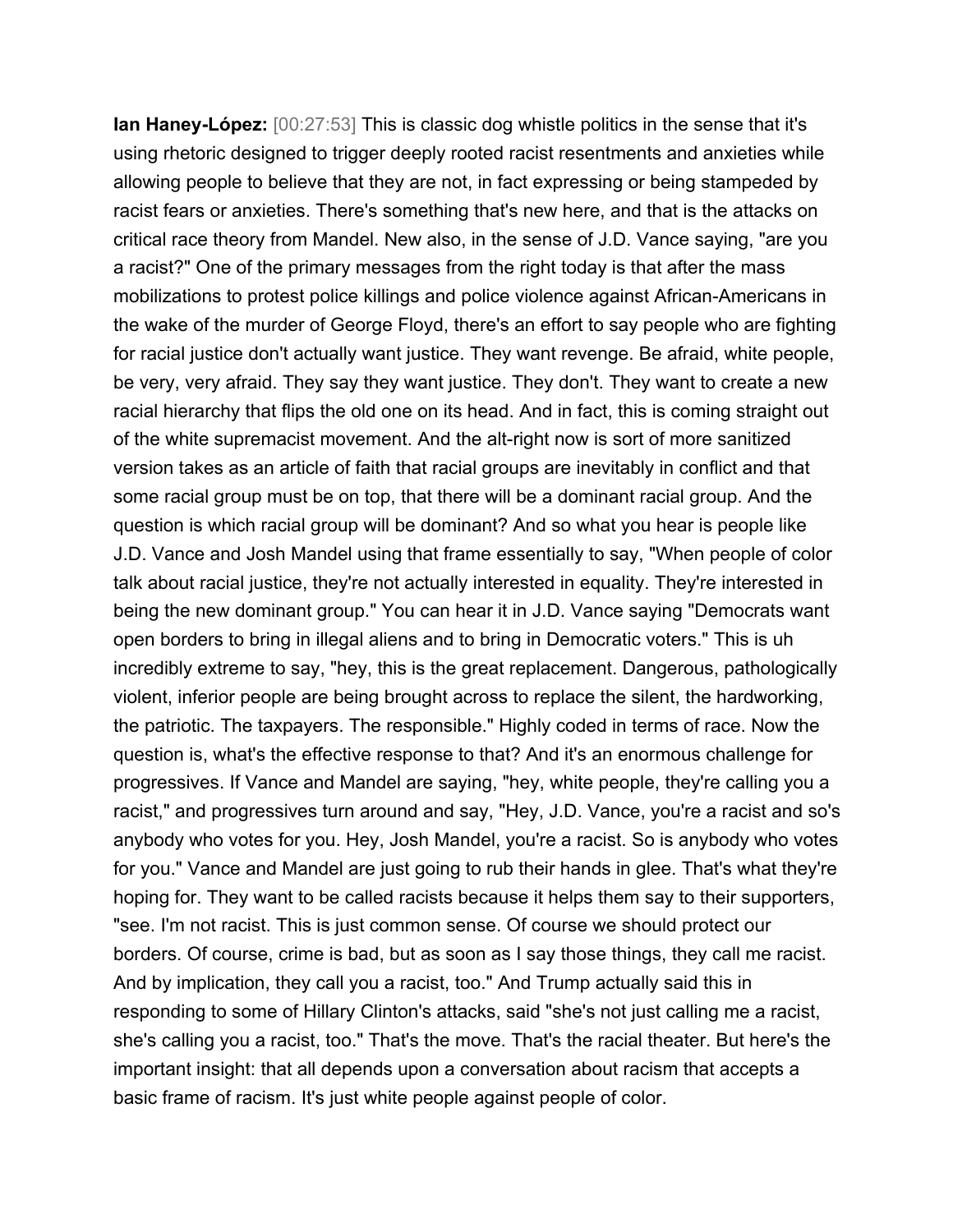**Ian Haney-López:** [00:27:53] This is classic dog whistle politics in the sense that it's using rhetoric designed to trigger deeply rooted racist resentments and anxieties while allowing people to believe that they are not, in fact expressing or being stampeded by racist fears or anxieties. There's something that's new here, and that is the attacks on critical race theory from Mandel. New also, in the sense of J.D. Vance saying, "are you a racist?" One of the primary messages from the right today is that after the mass mobilizations to protest police killings and police violence against African-Americans in the wake of the murder of George Floyd, there's an effort to say people who are fighting for racial justice don't actually want justice. They want revenge. Be afraid, white people, be very, very afraid. They say they want justice. They don't. They want to create a new racial hierarchy that flips the old one on its head. And in fact, this is coming straight out of the white supremacist movement. And the alt-right now is sort of more sanitized version takes as an article of faith that racial groups are inevitably in conflict and that some racial group must be on top, that there will be a dominant racial group. And the question is which racial group will be dominant? And so what you hear is people like J.D. Vance and Josh Mandel using that frame essentially to say, "When people of color talk about racial justice, they're not actually interested in equality. They're interested in being the new dominant group." You can hear it in J.D. Vance saying "Democrats want open borders to bring in illegal aliens and to bring in Democratic voters." This is uh incredibly extreme to say, "hey, this is the great replacement. Dangerous, pathologically violent, inferior people are being brought across to replace the silent, the hardworking, the patriotic. The taxpayers. The responsible." Highly coded in terms of race. Now the question is, what's the effective response to that? And it's an enormous challenge for progressives. If Vance and Mandel are saying, "hey, white people, they're calling you a racist," and progressives turn around and say, "Hey, J.D. Vance, you're a racist and so's anybody who votes for you. Hey, Josh Mandel, you're a racist. So is anybody who votes for you." Vance and Mandel are just going to rub their hands in glee. That's what they're hoping for. They want to be called racists because it helps them say to their supporters, "see. I'm not racist. This is just common sense. Of course we should protect our borders. Of course, crime is bad, but as soon as I say those things, they call me racist. And by implication, they call you a racist, too." And Trump actually said this in responding to some of Hillary Clinton's attacks, said "she's not just calling me a racist, she's calling you a racist, too." That's the move. That's the racial theater. But here's the important insight: that all depends upon a conversation about racism that accepts a basic frame of racism. It's just white people against people of color.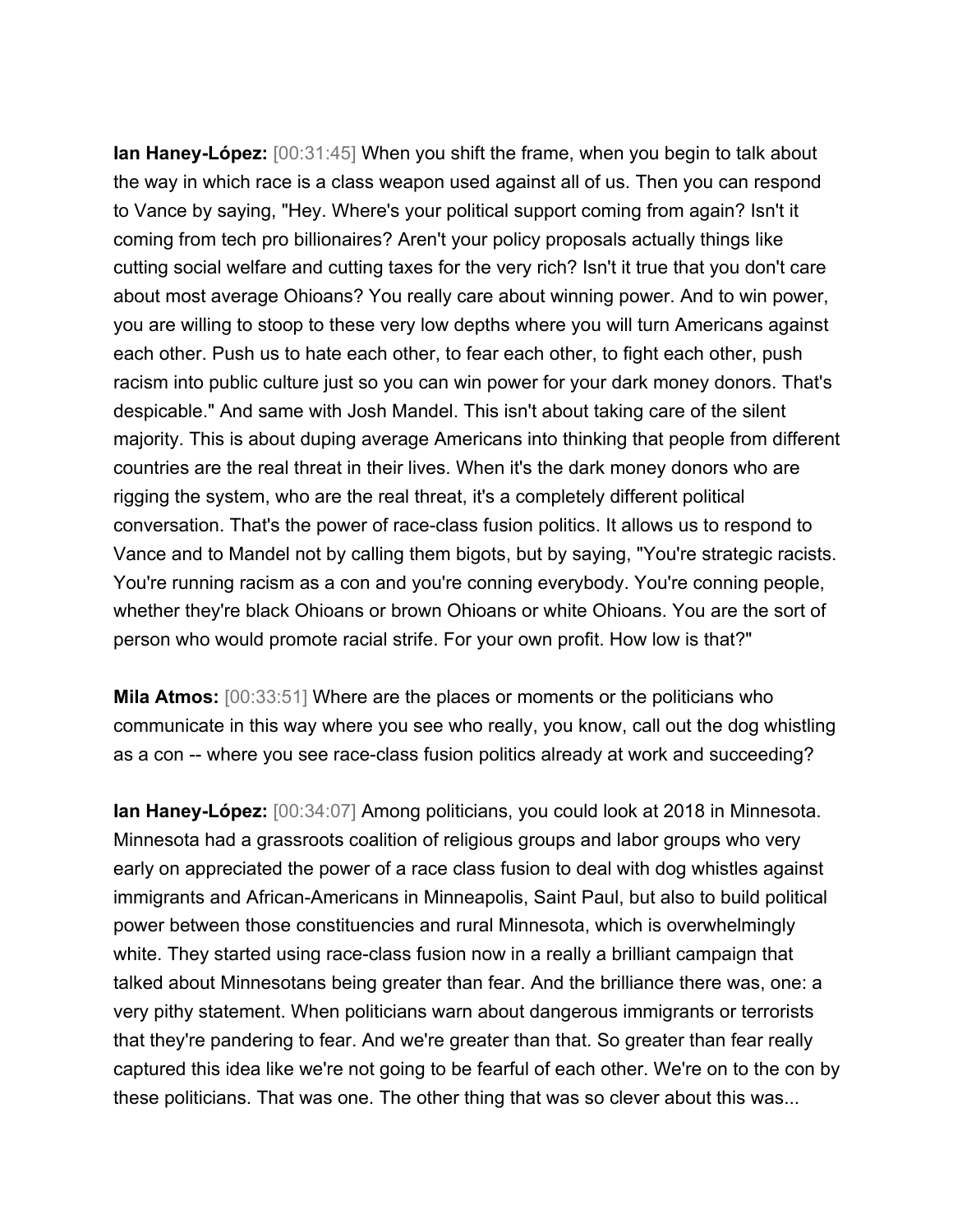**Ian Haney-López:** [00:31:45] When you shift the frame, when you begin to talk about the way in which race is a class weapon used against all of us. Then you can respond to Vance by saying, "Hey. Where's your political support coming from again? Isn't it coming from tech pro billionaires? Aren't your policy proposals actually things like cutting social welfare and cutting taxes for the very rich? Isn't it true that you don't care about most average Ohioans? You really care about winning power. And to win power, you are willing to stoop to these very low depths where you will turn Americans against each other. Push us to hate each other, to fear each other, to fight each other, push racism into public culture just so you can win power for your dark money donors. That's despicable." And same with Josh Mandel. This isn't about taking care of the silent majority. This is about duping average Americans into thinking that people from different countries are the real threat in their lives. When it's the dark money donors who are rigging the system, who are the real threat, it's a completely different political conversation. That's the power of race-class fusion politics. It allows us to respond to Vance and to Mandel not by calling them bigots, but by saying, "You're strategic racists. You're running racism as a con and you're conning everybody. You're conning people, whether they're black Ohioans or brown Ohioans or white Ohioans. You are the sort of person who would promote racial strife. For your own profit. How low is that?"

**Mila Atmos:** [00:33:51] Where are the places or moments or the politicians who communicate in this way where you see who really, you know, call out the dog whistling as a con -- where you see race-class fusion politics already at work and succeeding?

**Ian Haney-López:** [00:34:07] Among politicians, you could look at 2018 in Minnesota. Minnesota had a grassroots coalition of religious groups and labor groups who very early on appreciated the power of a race class fusion to deal with dog whistles against immigrants and African-Americans in Minneapolis, Saint Paul, but also to build political power between those constituencies and rural Minnesota, which is overwhelmingly white. They started using race-class fusion now in a really a brilliant campaign that talked about Minnesotans being greater than fear. And the brilliance there was, one: a very pithy statement. When politicians warn about dangerous immigrants or terrorists that they're pandering to fear. And we're greater than that. So greater than fear really captured this idea like we're not going to be fearful of each other. We're on to the con by these politicians. That was one. The other thing that was so clever about this was...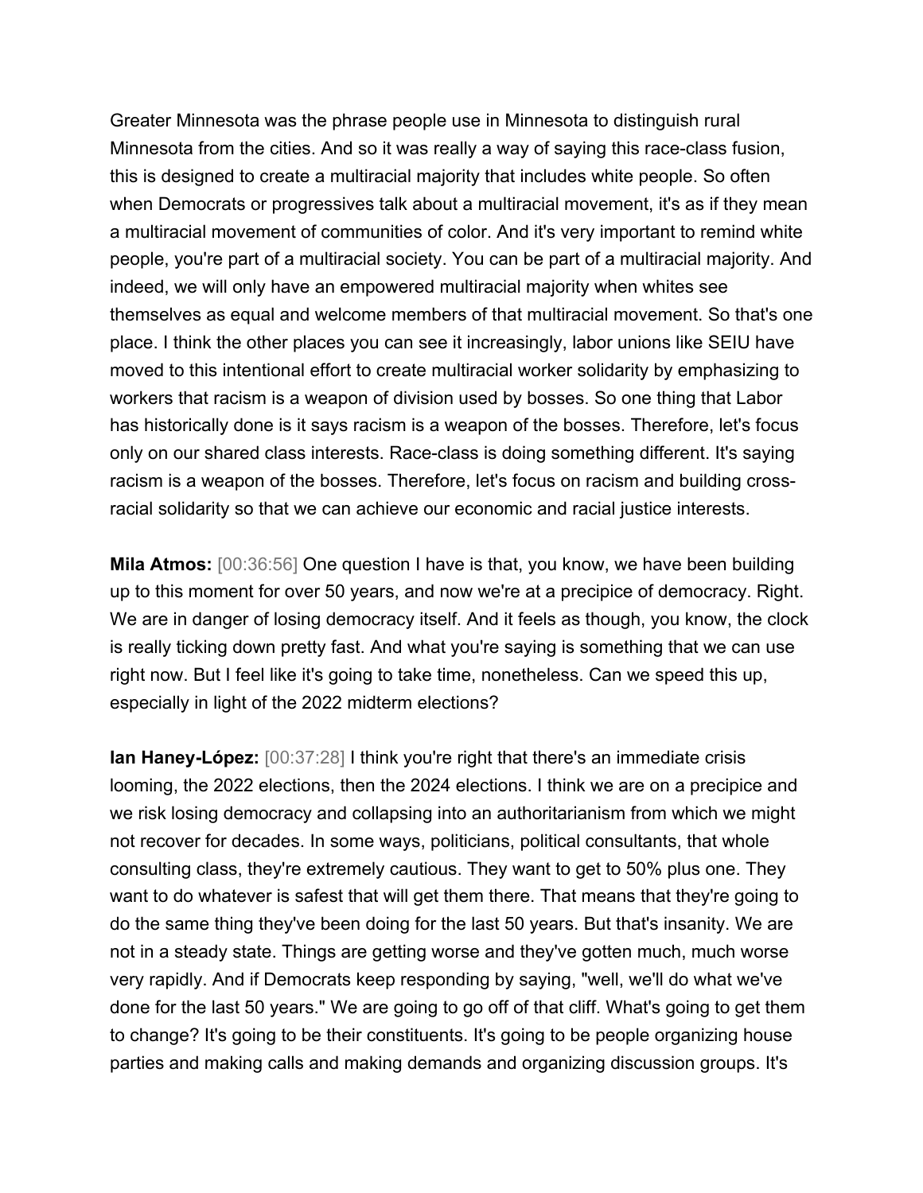Greater Minnesota was the phrase people use in Minnesota to distinguish rural Minnesota from the cities. And so it was really a way of saying this race-class fusion, this is designed to create a multiracial majority that includes white people. So often when Democrats or progressives talk about a multiracial movement, it's as if they mean a multiracial movement of communities of color. And it's very important to remind white people, you're part of a multiracial society. You can be part of a multiracial majority. And indeed, we will only have an empowered multiracial majority when whites see themselves as equal and welcome members of that multiracial movement. So that's one place. I think the other places you can see it increasingly, labor unions like SEIU have moved to this intentional effort to create multiracial worker solidarity by emphasizing to workers that racism is a weapon of division used by bosses. So one thing that Labor has historically done is it says racism is a weapon of the bosses. Therefore, let's focus only on our shared class interests. Race-class is doing something different. It's saying racism is a weapon of the bosses. Therefore, let's focus on racism and building cross-racial solidarity so that we can achieve our economic and racial justice interests.

**Mila Atmos:** [00:36:56] One question I have is that, you know, we have been building up to this moment for over 50 years, and now we're at a precipice of democracy. Right. We are in danger of losing democracy itself. And it feels as though, you know, the clock is really ticking down pretty fast. And what you're saying is something that we can use right now. But I feel like it's going to take time, nonetheless. Can we speed this up, especially in light of the 2022 midterm elections?

**Ian Haney-López:** [00:37:28] I think you're right that there's an immediate crisis looming, the 2022 elections, then the 2024 elections. I think we are on a precipice and we risk losing democracy and collapsing into an authoritarianism from which we might not recover for decades. In some ways, politicians, political consultants, that whole consulting class, they're extremely cautious. They want to get to 50% plus one. They want to do whatever is safest that will get them there. That means that they're going to do the same thing they've been doing for the last 50 years. But that's insanity. We are not in a steady state. Things are getting worse and they've gotten much, much worse very rapidly. And if Democrats keep responding by saying, "well, we'll do what we've done for the last 50 years." We are going to go off of that cliff. What's going to get them to change? It's going to be their constituents. It's going to be people organizing house parties and making calls and making demands and organizing discussion groups. It's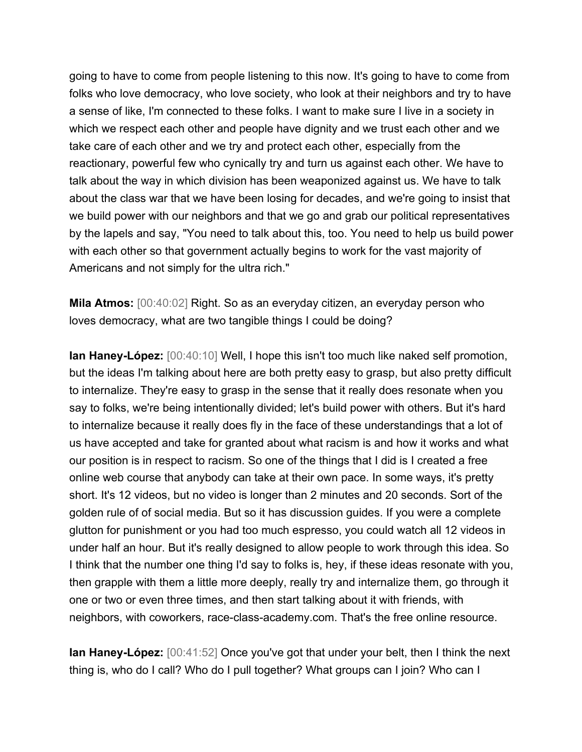going to have to come from people listening to this now. It's going to have to come from folks who love democracy, who love society, who look at their neighbors and try to have a sense of like, I'm connected to these folks. I want to make sure I live in a society in which we respect each other and people have dignity and we trust each other and we take care of each other and we try and protect each other, especially from the reactionary, powerful few who cynically try and turn us against each other. We have to talk about the way in which division has been weaponized against us. We have to talk about the class war that we have been losing for decades, and we're going to insist that we build power with our neighbors and that we go and grab our political representatives by the lapels and say, "You need to talk about this, too. You need to help us build power with each other so that government actually begins to work for the vast majority of Americans and not simply for the ultra rich."

**Mila Atmos:** [00:40:02] Right. So as an everyday citizen, an everyday person who loves democracy, what are two tangible things I could be doing?

**Ian Haney-López:** [00:40:10] Well, I hope this isn't too much like naked self promotion, but the ideas I'm talking about here are both pretty easy to grasp, but also pretty difficult to internalize. They're easy to grasp in the sense that it really does resonate when you say to folks, we're being intentionally divided; let's build power with others. But it's hard to internalize because it really does fly in the face of these understandings that a lot of us have accepted and take for granted about what racism is and how it works and what our position is in respect to racism. So one of the things that I did is I created a free online web course that anybody can take at their own pace. In some ways, it's pretty short. It's 12 videos, but no video is longer than 2 minutes and 20 seconds. Sort of the golden rule of of social media. But so it has discussion guides. If you were a complete glutton for punishment or you had too much espresso, you could watch all 12 videos in under half an hour. But it's really designed to allow people to work through this idea. So I think that the number one thing I'd say to folks is, hey, if these ideas resonate with you, then grapple with them a little more deeply, really try and internalize them, go through it one or two or even three times, and then start talking about it with friends, with neighbors, with coworkers, race-class-academy.com. That's the free online resource.

**Ian Haney-López:** [00:41:52] Once you've got that under your belt, then I think the next thing is, who do I call? Who do I pull together? What groups can I join? Who can I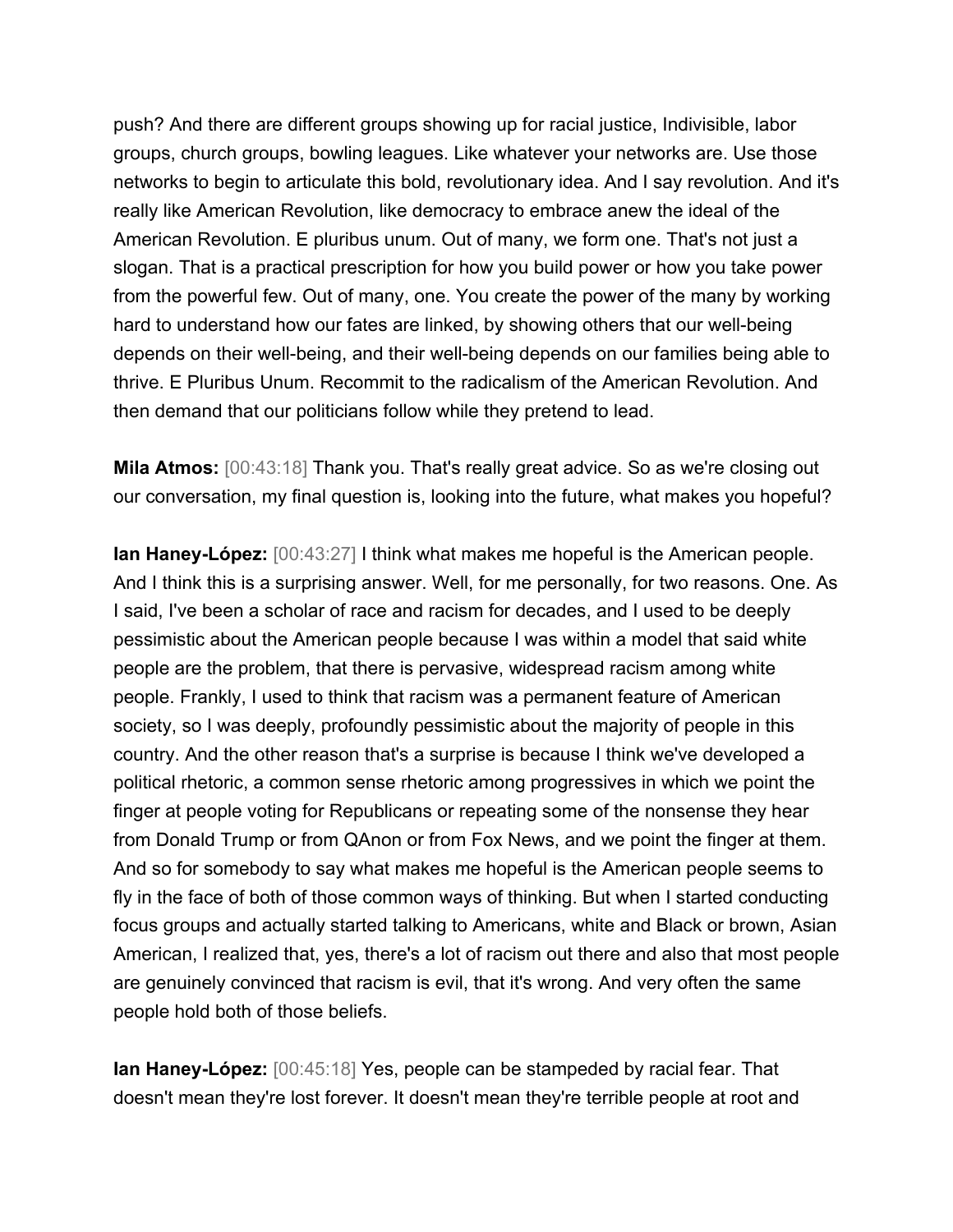push? And there are different groups showing up for racial justice, Indivisible, labor groups, church groups, bowling leagues. Like whatever your networks are. Use those networks to begin to articulate this bold, revolutionary idea. And I say revolution. And it's really like American Revolution, like democracy to embrace anew the ideal of the American Revolution. E pluribus unum. Out of many, we form one. That's not just a slogan. That is a practical prescription for how you build power or how you take power from the powerful few. Out of many, one. You create the power of the many by working hard to understand how our fates are linked, by showing others that our well-being depends on their well-being, and their well-being depends on our families being able to thrive. E Pluribus Unum. Recommit to the radicalism of the American Revolution. And then demand that our politicians follow while they pretend to lead.

**Mila Atmos:** [00:43:18] Thank you. That's really great advice. So as we're closing out our conversation, my final question is, looking into the future, what makes you hopeful?

**Ian Haney-López:** [00:43:27] I think what makes me hopeful is the American people. And I think this is a surprising answer. Well, for me personally, for two reasons. One. As I said, I've been a scholar of race and racism for decades, and I used to be deeply pessimistic about the American people because I was within a model that said white people are the problem, that there is pervasive, widespread racism among white people. Frankly, I used to think that racism was a permanent feature of American society, so I was deeply, profoundly pessimistic about the majority of people in this country. And the other reason that's a surprise is because I think we've developed a political rhetoric, a common sense rhetoric among progressives in which we point the finger at people voting for Republicans or repeating some of the nonsense they hear from Donald Trump or from QAnon or from Fox News, and we point the finger at them. And so for somebody to say what makes me hopeful is the American people seems to fly in the face of both of those common ways of thinking. But when I started conducting focus groups and actually started talking to Americans, white and Black or brown, Asian American, I realized that, yes, there's a lot of racism out there and also that most people are genuinely convinced that racism is evil, that it's wrong. And very often the same people hold both of those beliefs.

**Ian Haney-López:** [00:45:18] Yes, people can be stampeded by racial fear. That doesn't mean they're lost forever. It doesn't mean they're terrible people at root and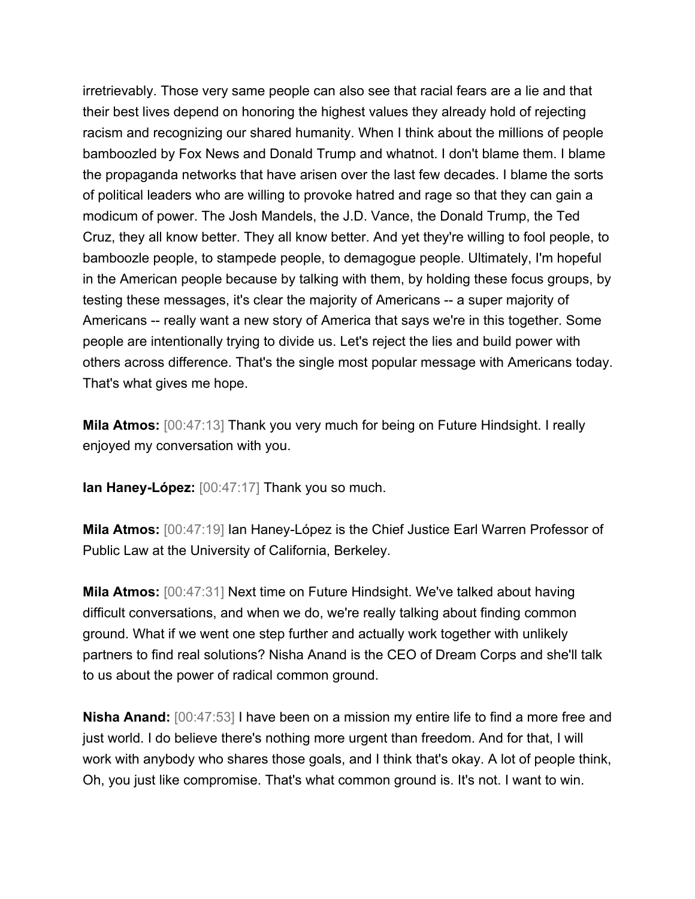irretrievably. Those very same people can also see that racial fears are a lie and that their best lives depend on honoring the highest values they already hold of rejecting racism and recognizing our shared humanity. When I think about the millions of people bamboozled by Fox News and Donald Trump and whatnot. I don't blame them. I blame the propaganda networks that have arisen over the last few decades. I blame the sorts of political leaders who are willing to provoke hatred and rage so that they can gain a modicum of power. The Josh Mandels, the J.D. Vance, the Donald Trump, the Ted Cruz, they all know better. They all know better. And yet they're willing to fool people, to bamboozle people, to stampede people, to demagogue people. Ultimately, I'm hopeful in the American people because by talking with them, by holding these focus groups, by testing these messages, it's clear the majority of Americans -- a super majority of Americans -- really want a new story of America that says we're in this together. Some people are intentionally trying to divide us. Let's reject the lies and build power with others across difference. That's the single most popular message with Americans today. That's what gives me hope.

**Mila Atmos:** [00:47:13] Thank you very much for being on Future Hindsight. I really enjoyed my conversation with you.

**Ian Haney-López:** [00:47:17] Thank you so much.

**Mila Atmos:** [00:47:19] Ian Haney-López is the Chief Justice Earl Warren Professor of Public Law at the University of California, Berkeley.

**Mila Atmos:** [00:47:31] Next time on Future Hindsight. We've talked about having difficult conversations, and when we do, we're really talking about finding common ground. What if we went one step further and actually work together with unlikely partners to find real solutions? Nisha Anand is the CEO of Dream Corps and she'll talk to us about the power of radical common ground.

**Nisha Anand:** [00:47:53] I have been on a mission my entire life to find a more free and just world. I do believe there's nothing more urgent than freedom. And for that, I will work with anybody who shares those goals, and I think that's okay. A lot of people think, Oh, you just like compromise. That's what common ground is. It's not. I want to win.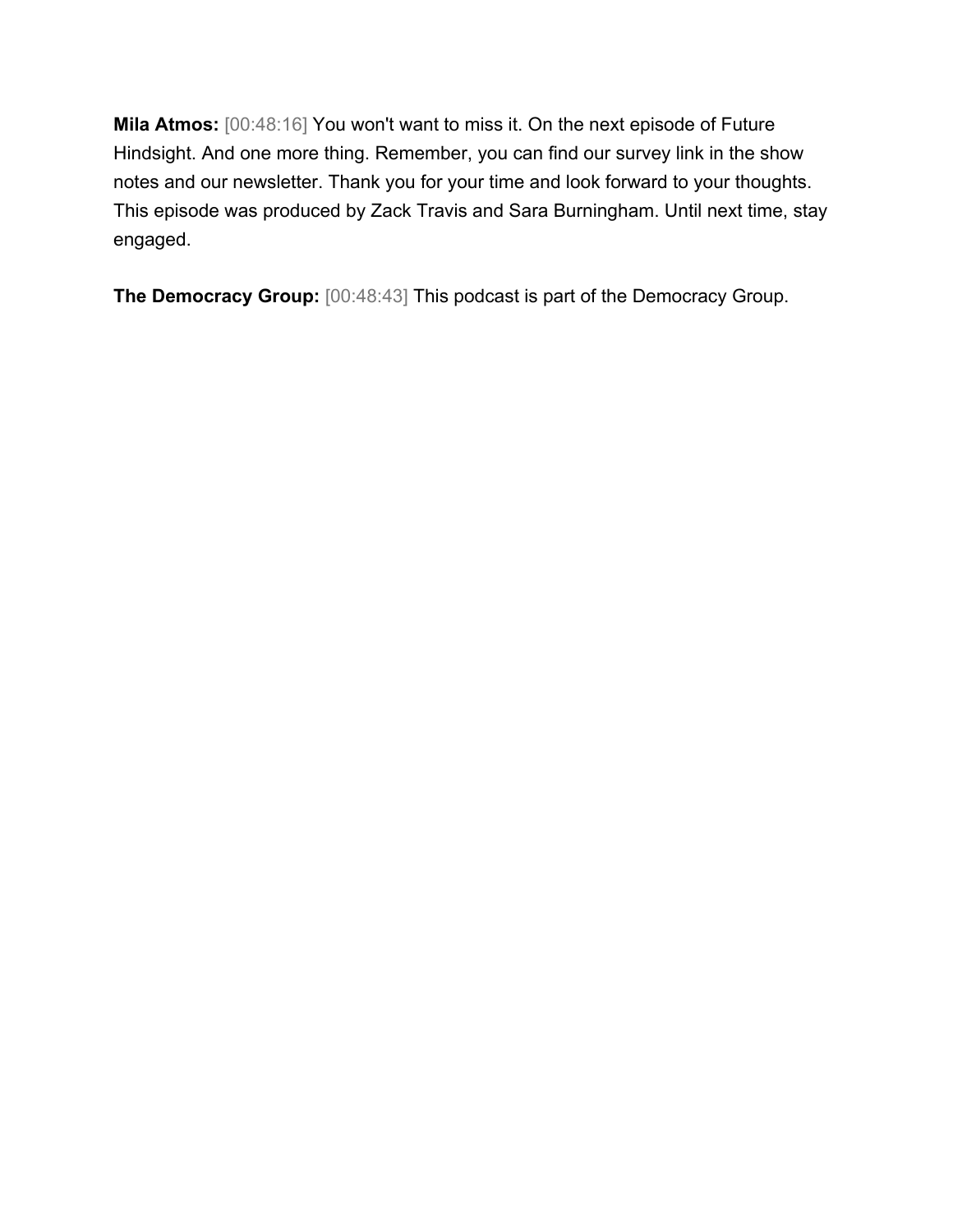**Mila Atmos:** [00:48:16] You won't want to miss it. On the next episode of Future Hindsight. And one more thing. Remember, you can find our survey link in the show notes and our newsletter. Thank you for your time and look forward to your thoughts. This episode was produced by Zack Travis and Sara Burningham. Until next time, stay engaged.

**The Democracy Group:** [00:48:43] This podcast is part of the Democracy Group.